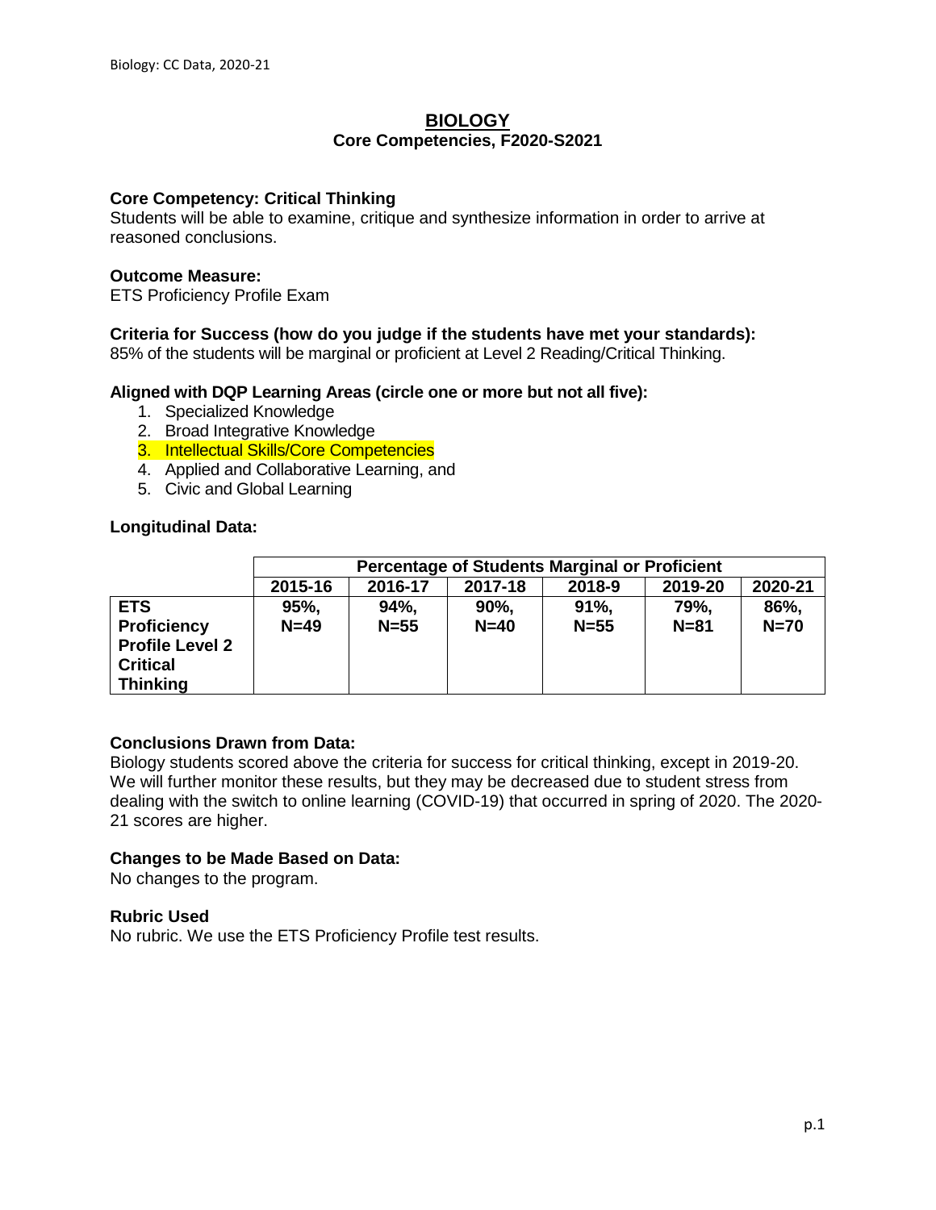# BIOLOGY
## Core Competencies, F2020-S2021

**Core Competency: Critical Thinking**
Students will be able to examine, critique and synthesize information in order to arrive at reasoned conclusions.

**Outcome Measure:**
ETS Proficiency Profile Exam

**Criteria for Success (how do you judge if the students have met your standards):**
85% of the students will be marginal or proficient at Level 2 Reading/Critical Thinking.

**Aligned with DQP Learning Areas (circle one or more but not all five):**

1. Specialized Knowledge
2. Broad Integrative Knowledge
3. Intellectual Skills/Core Competencies
4. Applied and Collaborative Learning, and
5. Civic and Global Learning

**Longitudinal Data:**

| | Percentage of Students Marginal or Proficient | | | | | |
|---|---|---|---|---|---|---|
| | **2015-16** | **2016-17** | **2017-18** | **2018-9** | **2019-20** | **2020-21** |
| **ETS Proficiency Profile Level 2 Critical Thinking** | **95%, N=49** | **94%, N=55** | **90%, N=40** | **91%, N=55** | **79%, N=81** | **86%, N=70** |

**Conclusions Drawn from Data:**
Biology students scored above the criteria for success for critical thinking, except in 2019-20. We will further monitor these results, but they may be decreased due to student stress from dealing with the switch to online learning (COVID-19) that occurred in spring of 2020. The 2020-21 scores are higher.

**Changes to be Made Based on Data:**
No changes to the program.

**Rubric Used**
No rubric. We use the ETS Proficiency Profile test results.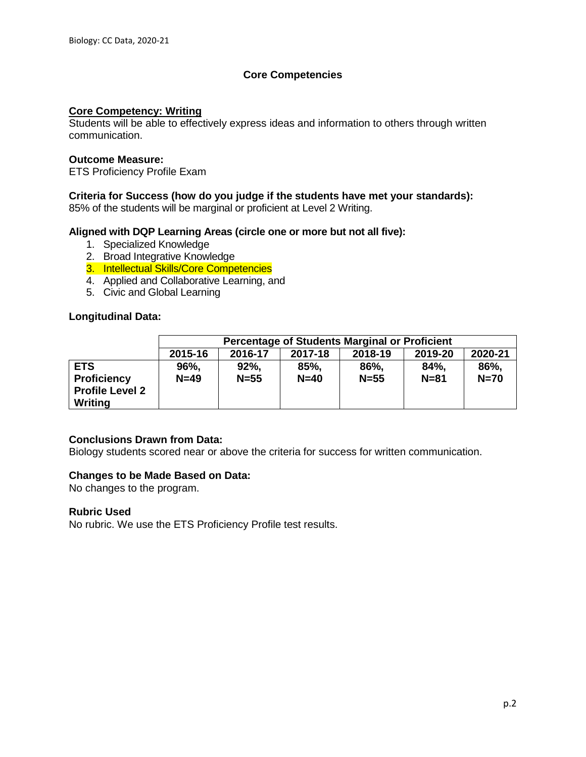## Core Competencies

**Core Competency: Writing**

Students will be able to effectively express ideas and information to others through written communication.

**Outcome Measure:**

ETS Proficiency Profile Exam

**Criteria for Success (how do you judge if the students have met your standards):**

85% of the students will be marginal or proficient at Level 2 Writing.

**Aligned with DQP Learning Areas (circle one or more but not all five):**

1. Specialized Knowledge
2. Broad Integrative Knowledge
3. Intellectual Skills/Core Competencies
4. Applied and Collaborative Learning, and
5. Civic and Global Learning

**Longitudinal Data:**

| | Percentage of Students Marginal or Proficient | | | | | |
|---|---|---|---|---|---|---|
| | 2015-16 | 2016-17 | 2017-18 | 2018-19 | 2019-20 | 2020-21 |
| ETS Proficiency Profile Level 2 Writing | 96%, N=49 | 92%, N=55 | 85%, N=40 | 86%, N=55 | 84%, N=81 | 86%, N=70 |

**Conclusions Drawn from Data:**

Biology students scored near or above the criteria for success for written communication.

**Changes to be Made Based on Data:**

No changes to the program.

**Rubric Used**

No rubric. We use the ETS Proficiency Profile test results.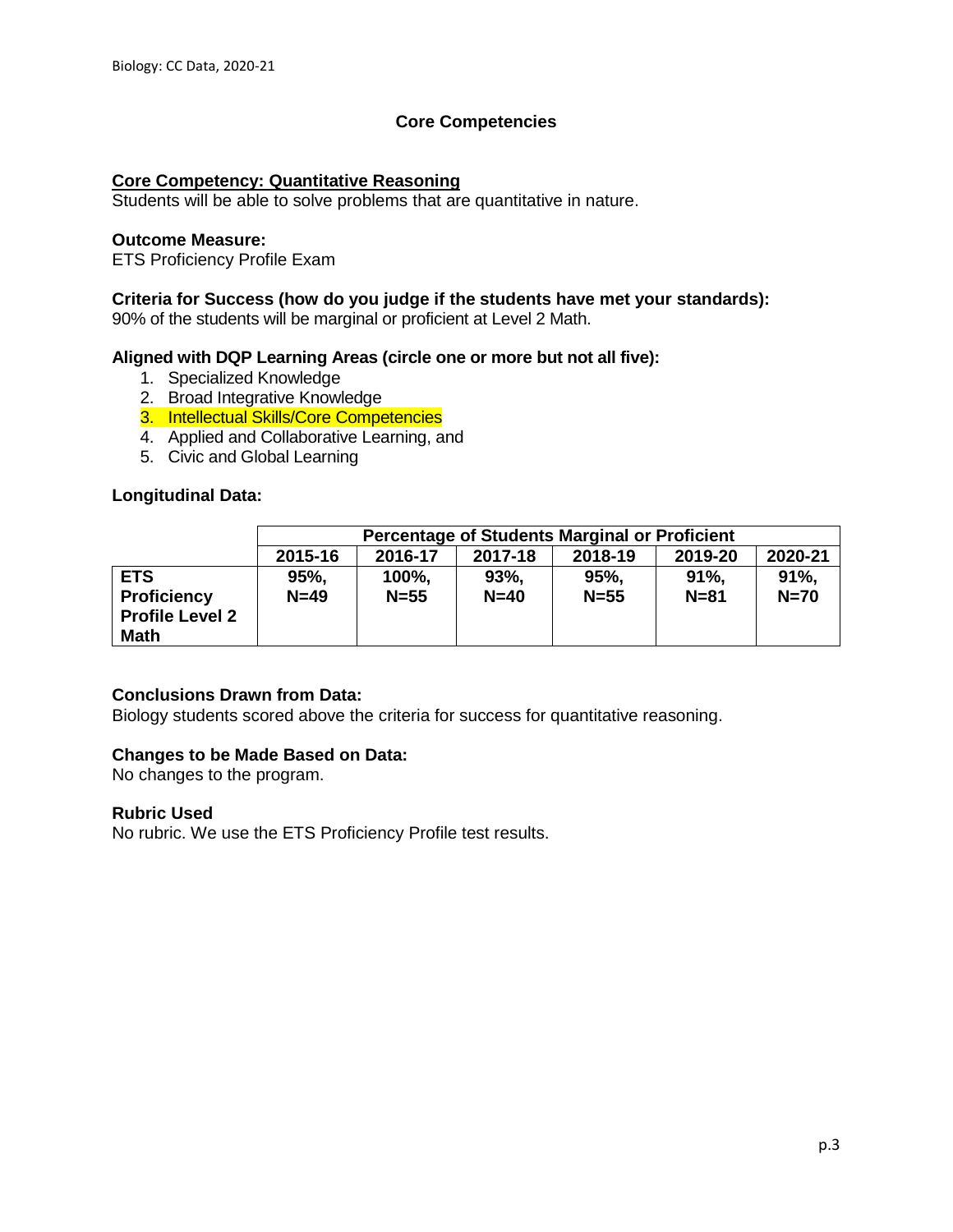## Core Competencies

**Core Competency: Quantitative Reasoning**

Students will be able to solve problems that are quantitative in nature.

**Outcome Measure:**

ETS Proficiency Profile Exam

**Criteria for Success (how do you judge if the students have met your standards):**

90% of the students will be marginal or proficient at Level 2 Math.

**Aligned with DQP Learning Areas (circle one or more but not all five):**

1. Specialized Knowledge
2. Broad Integrative Knowledge
3. Intellectual Skills/Core Competencies
4. Applied and Collaborative Learning, and
5. Civic and Global Learning

**Longitudinal Data:**

| | Percentage of Students Marginal or Proficient | | | | | |
|---|---|---|---|---|---|---|
| | **2015-16** | **2016-17** | **2017-18** | **2018-19** | **2019-20** | **2020-21** |
| **ETS Proficiency Profile Level 2 Math** | **95%, N=49** | **100%, N=55** | **93%, N=40** | **95%, N=55** | **91%, N=81** | **91%, N=70** |

**Conclusions Drawn from Data:**

Biology students scored above the criteria for success for quantitative reasoning.

**Changes to be Made Based on Data:**

No changes to the program.

**Rubric Used**

No rubric. We use the ETS Proficiency Profile test results.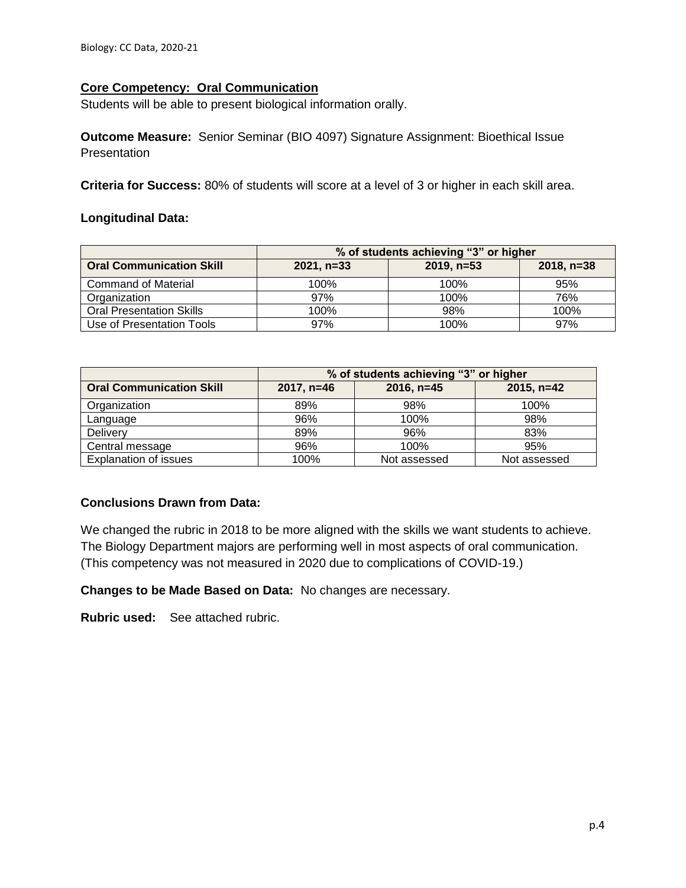## Core Competency: Oral Communication

Students will be able to present biological information orally.

**Outcome Measure:** Senior Seminar (BIO 4097) Signature Assignment: Bioethical Issue Presentation

**Criteria for Success:** 80% of students will score at a level of 3 or higher in each skill area.

**Longitudinal Data:**

| | % of students achieving "3" or higher | | |
|---|---|---|---|
| **Oral Communication Skill** | **2021, n=33** | **2019, n=53** | **2018, n=38** |
| Command of Material | 100% | 100% | 95% |
| Organization | 97% | 100% | 76% |
| Oral Presentation Skills | 100% | 98% | 100% |
| Use of Presentation Tools | 97% | 100% | 97% |

| | % of students achieving "3" or higher | | |
|---|---|---|---|
| **Oral Communication Skill** | **2017, n=46** | **2016, n=45** | **2015, n=42** |
| Organization | 89% | 98% | 100% |
| Language | 96% | 100% | 98% |
| Delivery | 89% | 96% | 83% |
| Central message | 96% | 100% | 95% |
| Explanation of issues | 100% | Not assessed | Not assessed |

**Conclusions Drawn from Data:**

We changed the rubric in 2018 to be more aligned with the skills we want students to achieve. The Biology Department majors are performing well in most aspects of oral communication. (This competency was not measured in 2020 due to complications of COVID-19.)

**Changes to be Made Based on Data:** No changes are necessary.

**Rubric used:** See attached rubric.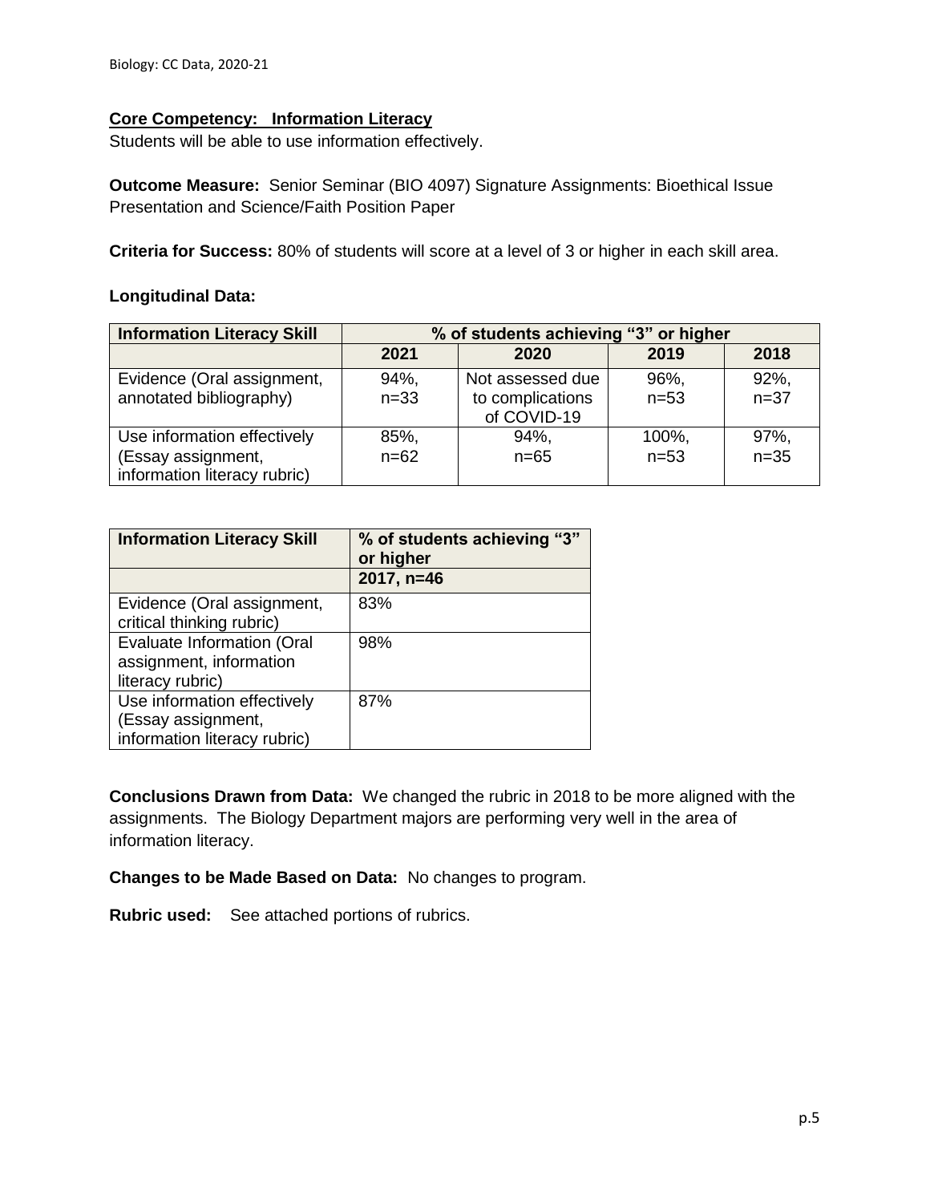**Core Competency: Information Literacy**

Students will be able to use information effectively.

**Outcome Measure:** Senior Seminar (BIO 4097) Signature Assignments: Bioethical Issue Presentation and Science/Faith Position Paper

**Criteria for Success:** 80% of students will score at a level of 3 or higher in each skill area.

**Longitudinal Data:**

| Information Literacy Skill | % of students achieving "3" or higher | | | |
|---|---|---|---|---|
| | 2021 | 2020 | 2019 | 2018 |
| Evidence (Oral assignment, annotated bibliography) | 94%, n=33 | Not assessed due to complications of COVID-19 | 96%, n=53 | 92%, n=37 |
| Use information effectively (Essay assignment, information literacy rubric) | 85%, n=62 | 94%, n=65 | 100%, n=53 | 97%, n=35 |

| Information Literacy Skill | % of students achieving "3" or higher |
|---|---|
| | 2017, n=46 |
| Evidence (Oral assignment, critical thinking rubric) | 83% |
| Evaluate Information (Oral assignment, information literacy rubric) | 98% |
| Use information effectively (Essay assignment, information literacy rubric) | 87% |

**Conclusions Drawn from Data:** We changed the rubric in 2018 to be more aligned with the assignments. The Biology Department majors are performing very well in the area of information literacy.

**Changes to be Made Based on Data:** No changes to program.

**Rubric used:** See attached portions of rubrics.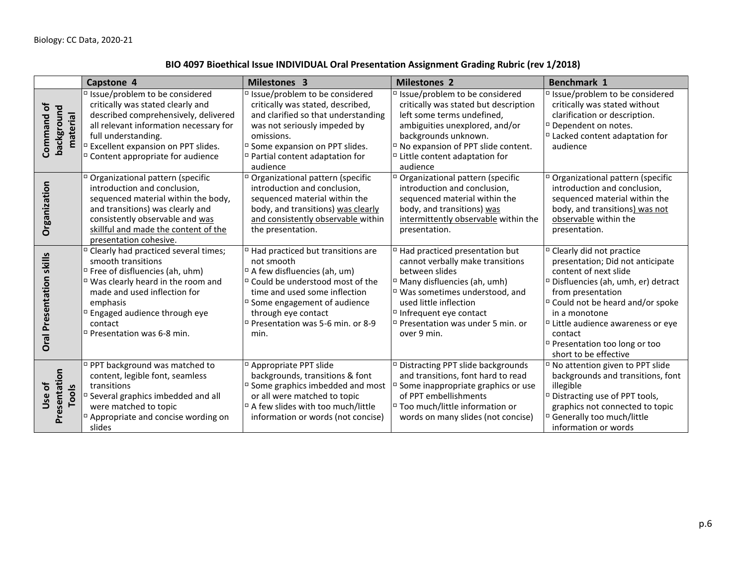**BIO 4097 Bioethical Issue INDIVIDUAL Oral Presentation Assignment Grading Rubric (rev 1/2018)**

| | Capstone 4 | Milestones 3 | Milestones 2 | Benchmark 1 |
|---|---|---|---|---|
| **Command of background material** | ▫ Issue/problem to be considered critically was stated clearly and described comprehensively, delivered all relevant information necessary for full understanding.<br>▫ Excellent expansion on PPT slides.<br>▫ Content appropriate for audience | ▫ Issue/problem to be considered critically was stated, described, and clarified so that understanding was not seriously impeded by omissions.<br>▫ Some expansion on PPT slides.<br>▫ Partial content adaptation for audience | ▫ Issue/problem to be considered critically was stated but description left some terms undefined, ambiguities unexplored, and/or backgrounds unknown.<br>▫ No expansion of PPT slide content.<br>▫ Little content adaptation for audience | ▫ Issue/problem to be considered critically was stated without clarification or description.<br>▫ Dependent on notes.<br>▫ Lacked content adaptation for audience |
| **Organization** | ▫ Organizational pattern (specific introduction and conclusion, sequenced material within the body, and transitions) was clearly and consistently observable and <u>was skillful and made the content of the presentation cohesive</u>. | ▫ Organizational pattern (specific introduction and conclusion, sequenced material within the body, and transitions) <u>was clearly and consistently observable</u> within the presentation. | ▫ Organizational pattern (specific introduction and conclusion, sequenced material within the body, and transitions) <u>was intermittently observable</u> within the presentation. | ▫ Organizational pattern (specific introduction and conclusion, sequenced material within the body, and transitions) <u>was not observable</u> within the presentation. |
| **Oral Presentation skills** | ▫ Clearly had practiced several times; smooth transitions<br>▫ Free of disfluencies (ah, uhm)<br>▫ Was clearly heard in the room and made and used inflection for emphasis<br>▫ Engaged audience through eye contact<br>▫ Presentation was 6-8 min. | ▫ Had practiced but transitions are not smooth<br>▫ A few disfluencies (ah, um)<br>▫ Could be understood most of the time and used some inflection<br>▫ Some engagement of audience through eye contact<br>▫ Presentation was 5-6 min. or 8-9 min. | ▫ Had practiced presentation but cannot verbally make transitions between slides<br>▫ Many disfluencies (ah, umh)<br>▫ Was sometimes understood, and used little inflection<br>▫ Infrequent eye contact<br>▫ Presentation was under 5 min. or over 9 min. | ▫ Clearly did not practice presentation; Did not anticipate content of next slide<br>▫ Disfluencies (ah, umh, er) detract from presentation<br>▫ Could not be heard and/or spoke in a monotone<br>▫ Little audience awareness or eye contact<br>▫ Presentation too long or too short to be effective |
| **Use of Presentation Tools** | ▫ PPT background was matched to content, legible font, seamless transitions<br>▫ Several graphics imbedded and all were matched to topic<br>▫ Appropriate and concise wording on slides | ▫ Appropriate PPT slide backgrounds, transitions & font<br>▫ Some graphics imbedded and most or all were matched to topic<br>▫ A few slides with too much/little information or words (not concise) | ▫ Distracting PPT slide backgrounds and transitions, font hard to read<br>▫ Some inappropriate graphics or use of PPT embellishments<br>▫ Too much/little information or words on many slides (not concise) | ▫ No attention given to PPT slide backgrounds and transitions, font illegible<br>▫ Distracting use of PPT tools, graphics not connected to topic<br>▫ Generally too much/little information or words |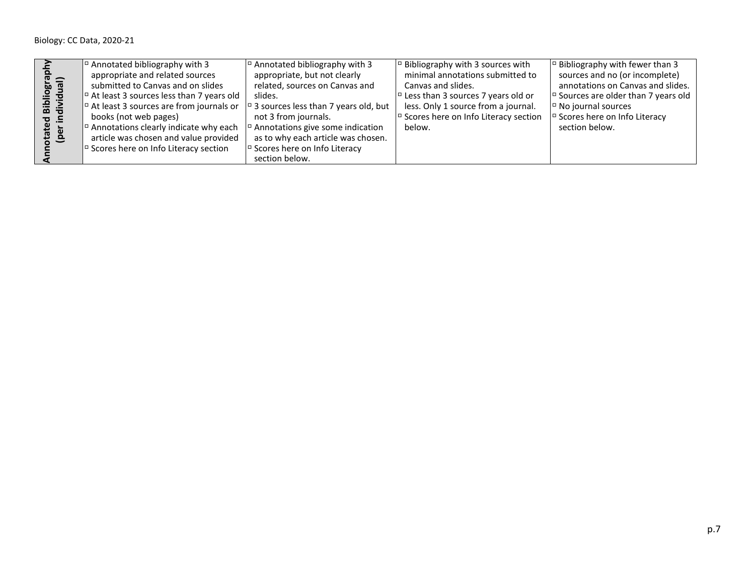| Annotated Bibliography (per individual) | | | | |
|---|---|---|---|---|
| **Annotated Bibliography (per individual)** | ▫ Annotated bibliography with 3 appropriate and related sources submitted to Canvas and on slides<br>▫ At least 3 sources less than 7 years old<br>▫ At least 3 sources are from journals or books (not web pages)<br>▫ Annotations clearly indicate why each article was chosen and value provided<br>▫ Scores here on Info Literacy section | ▫ Annotated bibliography with 3 appropriate, but not clearly related, sources on Canvas and slides.<br>▫ 3 sources less than 7 years old, but not 3 from journals.<br>▫ Annotations give some indication as to why each article was chosen.<br>▫ Scores here on Info Literacy section below. | ▫ Bibliography with 3 sources with minimal annotations submitted to Canvas and slides.<br>▫ Less than 3 sources 7 years old or less. Only 1 source from a journal.<br>▫ Scores here on Info Literacy section below. | ▫ Bibliography with fewer than 3 sources and no (or incomplete) annotations on Canvas and slides.<br>▫ Sources are older than 7 years old<br>▫ No journal sources<br>▫ Scores here on Info Literacy section below. |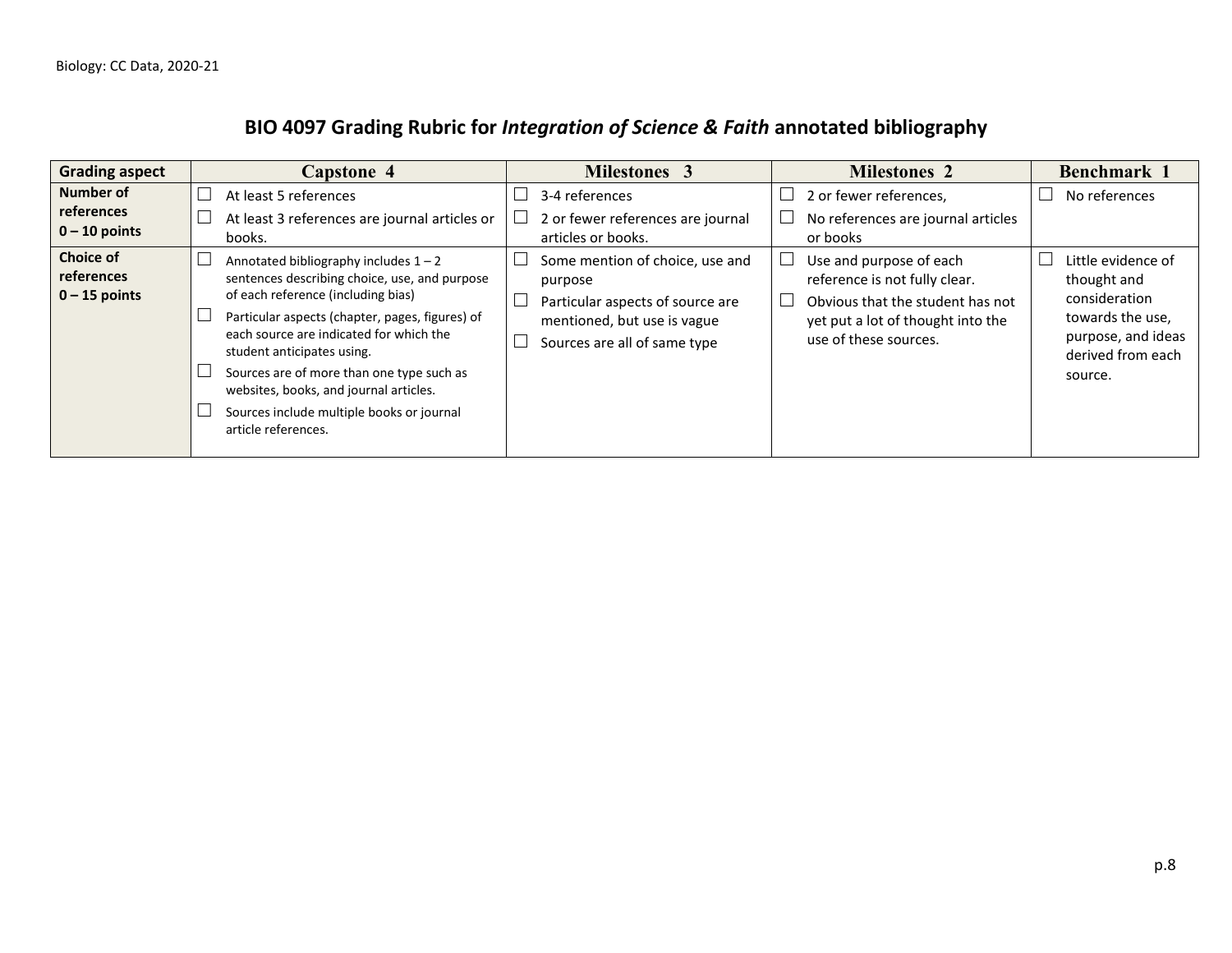## BIO 4097 Grading Rubric for *Integration of Science & Faith* annotated bibliography

| Grading aspect | Capstone 4 | Milestones 3 | Milestones 2 | Benchmark 1 |
|---|---|---|---|---|
| **Number of references 0 – 10 points** | ☐ At least 5 references<br>☐ At least 3 references are journal articles or books. | ☐ 3-4 references<br>☐ 2 or fewer references are journal articles or books. | ☐ 2 or fewer references,<br>☐ No references are journal articles or books | ☐ No references |
| **Choice of references 0 – 15 points** | ☐ Annotated bibliography includes 1 – 2 sentences describing choice, use, and purpose of each reference (including bias)<br>☐ Particular aspects (chapter, pages, figures) of each source are indicated for which the student anticipates using.<br>☐ Sources are of more than one type such as websites, books, and journal articles.<br>☐ Sources include multiple books or journal article references. | ☐ Some mention of choice, use and purpose<br>☐ Particular aspects of source are mentioned, but use is vague<br>☐ Sources are all of same type | ☐ Use and purpose of each reference is not fully clear.<br>☐ Obvious that the student has not yet put a lot of thought into the use of these sources. | ☐ Little evidence of thought and consideration towards the use, purpose, and ideas derived from each source. |